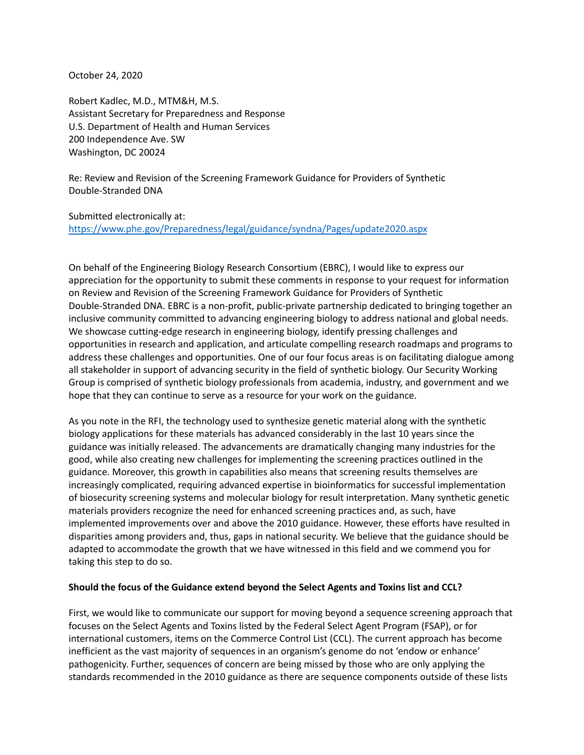October 24, 2020

Robert Kadlec, M.D., MTM&H, M.S.
Assistant Secretary for Preparedness and Response
U.S. Department of Health and Human Services
200 Independence Ave. SW
Washington, DC 20024

Re: Review and Revision of the Screening Framework Guidance for Providers of Synthetic Double-Stranded DNA

Submitted electronically at:
https://www.phe.gov/Preparedness/legal/guidance/syndna/Pages/update2020.aspx

On behalf of the Engineering Biology Research Consortium (EBRC), I would like to express our appreciation for the opportunity to submit these comments in response to your request for information on Review and Revision of the Screening Framework Guidance for Providers of Synthetic Double-Stranded DNA. EBRC is a non-profit, public-private partnership dedicated to bringing together an inclusive community committed to advancing engineering biology to address national and global needs. We showcase cutting-edge research in engineering biology, identify pressing challenges and opportunities in research and application, and articulate compelling research roadmaps and programs to address these challenges and opportunities. One of our four focus areas is on facilitating dialogue among all stakeholder in support of advancing security in the field of synthetic biology. Our Security Working Group is comprised of synthetic biology professionals from academia, industry, and government and we hope that they can continue to serve as a resource for your work on the guidance.

As you note in the RFI, the technology used to synthesize genetic material along with the synthetic biology applications for these materials has advanced considerably in the last 10 years since the guidance was initially released. The advancements are dramatically changing many industries for the good, while also creating new challenges for implementing the screening practices outlined in the guidance. Moreover, this growth in capabilities also means that screening results themselves are increasingly complicated, requiring advanced expertise in bioinformatics for successful implementation of biosecurity screening systems and molecular biology for result interpretation. Many synthetic genetic materials providers recognize the need for enhanced screening practices and, as such, have implemented improvements over and above the 2010 guidance. However, these efforts have resulted in disparities among providers and, thus, gaps in national security. We believe that the guidance should be adapted to accommodate the growth that we have witnessed in this field and we commend you for taking this step to do so.

**Should the focus of the Guidance extend beyond the Select Agents and Toxins list and CCL?**

First, we would like to communicate our support for moving beyond a sequence screening approach that focuses on the Select Agents and Toxins listed by the Federal Select Agent Program (FSAP), or for international customers, items on the Commerce Control List (CCL). The current approach has become inefficient as the vast majority of sequences in an organism's genome do not 'endow or enhance' pathogenicity. Further, sequences of concern are being missed by those who are only applying the standards recommended in the 2010 guidance as there are sequence components outside of these lists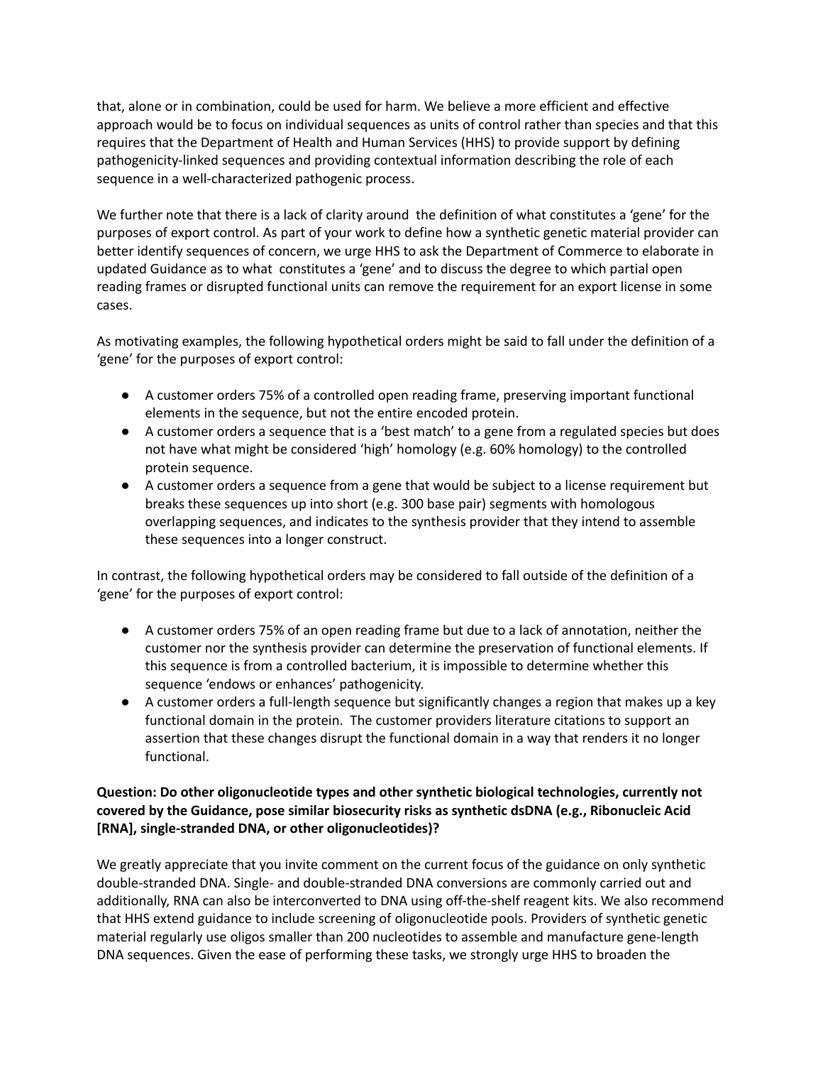that, alone or in combination, could be used for harm. We believe a more efficient and effective approach would be to focus on individual sequences as units of control rather than species and that this requires that the Department of Health and Human Services (HHS) to provide support by defining pathogenicity-linked sequences and providing contextual information describing the role of each sequence in a well-characterized pathogenic process.

We further note that there is a lack of clarity around the definition of what constitutes a 'gene' for the purposes of export control. As part of your work to define how a synthetic genetic material provider can better identify sequences of concern, we urge HHS to ask the Department of Commerce to elaborate in updated Guidance as to what constitutes a 'gene' and to discuss the degree to which partial open reading frames or disrupted functional units can remove the requirement for an export license in some cases.

As motivating examples, the following hypothetical orders might be said to fall under the definition of a 'gene' for the purposes of export control:

- A customer orders 75% of a controlled open reading frame, preserving important functional elements in the sequence, but not the entire encoded protein.
- A customer orders a sequence that is a 'best match' to a gene from a regulated species but does not have what might be considered 'high' homology (e.g. 60% homology) to the controlled protein sequence.
- A customer orders a sequence from a gene that would be subject to a license requirement but breaks these sequences up into short (e.g. 300 base pair) segments with homologous overlapping sequences, and indicates to the synthesis provider that they intend to assemble these sequences into a longer construct.

In contrast, the following hypothetical orders may be considered to fall outside of the definition of a 'gene' for the purposes of export control:

- A customer orders 75% of an open reading frame but due to a lack of annotation, neither the customer nor the synthesis provider can determine the preservation of functional elements. If this sequence is from a controlled bacterium, it is impossible to determine whether this sequence 'endows or enhances' pathogenicity.
- A customer orders a full-length sequence but significantly changes a region that makes up a key functional domain in the protein. The customer providers literature citations to support an assertion that these changes disrupt the functional domain in a way that renders it no longer functional.

**Question: Do other oligonucleotide types and other synthetic biological technologies, currently not covered by the Guidance, pose similar biosecurity risks as synthetic dsDNA (e.g., Ribonucleic Acid [RNA], single-stranded DNA, or other oligonucleotides)?**

We greatly appreciate that you invite comment on the current focus of the guidance on only synthetic double-stranded DNA. Single- and double-stranded DNA conversions are commonly carried out and additionally, RNA can also be interconverted to DNA using off-the-shelf reagent kits. We also recommend that HHS extend guidance to include screening of oligonucleotide pools. Providers of synthetic genetic material regularly use oligos smaller than 200 nucleotides to assemble and manufacture gene-length DNA sequences. Given the ease of performing these tasks, we strongly urge HHS to broaden the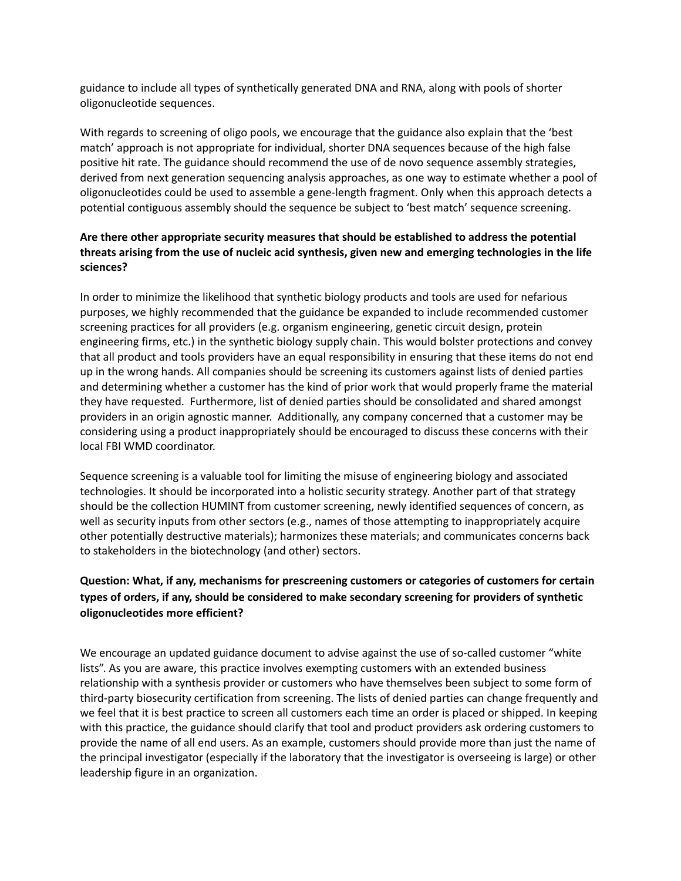guidance to include all types of synthetically generated DNA and RNA, along with pools of shorter oligonucleotide sequences.

With regards to screening of oligo pools, we encourage that the guidance also explain that the 'best match' approach is not appropriate for individual, shorter DNA sequences because of the high false positive hit rate. The guidance should recommend the use of de novo sequence assembly strategies, derived from next generation sequencing analysis approaches, as one way to estimate whether a pool of oligonucleotides could be used to assemble a gene-length fragment. Only when this approach detects a potential contiguous assembly should the sequence be subject to 'best match' sequence screening.

**Are there other appropriate security measures that should be established to address the potential threats arising from the use of nucleic acid synthesis, given new and emerging technologies in the life sciences?**

In order to minimize the likelihood that synthetic biology products and tools are used for nefarious purposes, we highly recommended that the guidance be expanded to include recommended customer screening practices for all providers (e.g. organism engineering, genetic circuit design, protein engineering firms, etc.) in the synthetic biology supply chain. This would bolster protections and convey that all product and tools providers have an equal responsibility in ensuring that these items do not end up in the wrong hands. All companies should be screening its customers against lists of denied parties and determining whether a customer has the kind of prior work that would properly frame the material they have requested. Furthermore, list of denied parties should be consolidated and shared amongst providers in an origin agnostic manner. Additionally, any company concerned that a customer may be considering using a product inappropriately should be encouraged to discuss these concerns with their local FBI WMD coordinator.

Sequence screening is a valuable tool for limiting the misuse of engineering biology and associated technologies. It should be incorporated into a holistic security strategy. Another part of that strategy should be the collection HUMINT from customer screening, newly identified sequences of concern, as well as security inputs from other sectors (e.g., names of those attempting to inappropriately acquire other potentially destructive materials); harmonizes these materials; and communicates concerns back to stakeholders in the biotechnology (and other) sectors.

**Question: What, if any, mechanisms for prescreening customers or categories of customers for certain types of orders, if any, should be considered to make secondary screening for providers of synthetic oligonucleotides more efficient?**

We encourage an updated guidance document to advise against the use of so-called customer "white lists". As you are aware, this practice involves exempting customers with an extended business relationship with a synthesis provider or customers who have themselves been subject to some form of third-party biosecurity certification from screening. The lists of denied parties can change frequently and we feel that it is best practice to screen all customers each time an order is placed or shipped. In keeping with this practice, the guidance should clarify that tool and product providers ask ordering customers to provide the name of all end users. As an example, customers should provide more than just the name of the principal investigator (especially if the laboratory that the investigator is overseeing is large) or other leadership figure in an organization.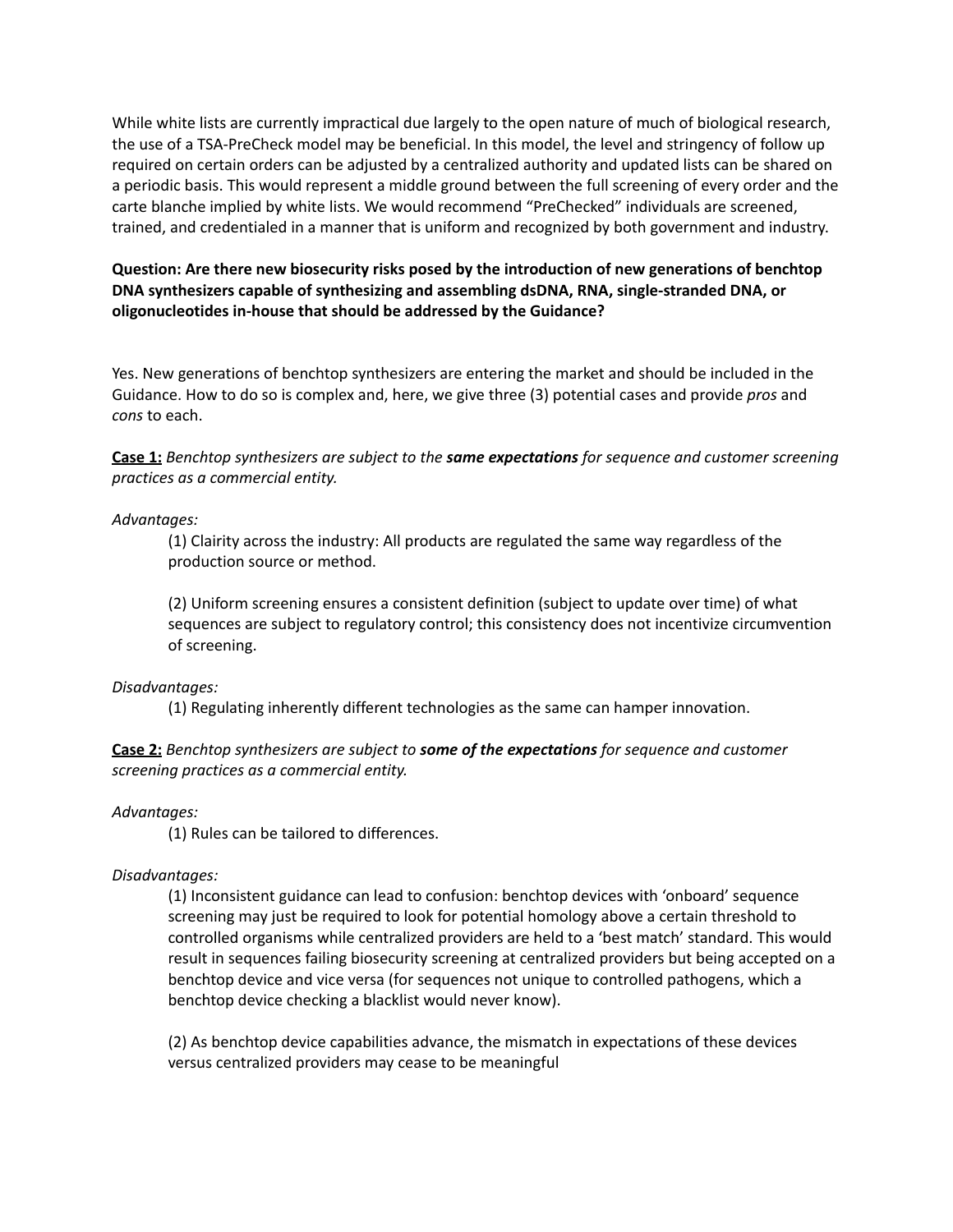While white lists are currently impractical due largely to the open nature of much of biological research, the use of a TSA-PreCheck model may be beneficial. In this model, the level and stringency of follow up required on certain orders can be adjusted by a centralized authority and updated lists can be shared on a periodic basis. This would represent a middle ground between the full screening of every order and the carte blanche implied by white lists. We would recommend "PreChecked" individuals are screened, trained, and credentialed in a manner that is uniform and recognized by both government and industry.

**Question: Are there new biosecurity risks posed by the introduction of new generations of benchtop DNA synthesizers capable of synthesizing and assembling dsDNA, RNA, single-stranded DNA, or oligonucleotides in-house that should be addressed by the Guidance?**

Yes. New generations of benchtop synthesizers are entering the market and should be included in the Guidance. How to do so is complex and, here, we give three (3) potential cases and provide *pros* and *cons* to each.

**Case 1:** *Benchtop synthesizers are subject to the* ***same expectations*** *for sequence and customer screening practices as a commercial entity.*

*Advantages:*

(1) Clairity across the industry: All products are regulated the same way regardless of the production source or method.

(2) Uniform screening ensures a consistent definition (subject to update over time) of what sequences are subject to regulatory control; this consistency does not incentivize circumvention of screening.

*Disadvantages:*

(1) Regulating inherently different technologies as the same can hamper innovation.

**Case 2:** *Benchtop synthesizers are subject to* ***some of the expectations*** *for sequence and customer screening practices as a commercial entity.*

*Advantages:*

(1) Rules can be tailored to differences.

*Disadvantages:*

(1) Inconsistent guidance can lead to confusion: benchtop devices with 'onboard' sequence screening may just be required to look for potential homology above a certain threshold to controlled organisms while centralized providers are held to a 'best match' standard. This would result in sequences failing biosecurity screening at centralized providers but being accepted on a benchtop device and vice versa (for sequences not unique to controlled pathogens, which a benchtop device checking a blacklist would never know).

(2) As benchtop device capabilities advance, the mismatch in expectations of these devices versus centralized providers may cease to be meaningful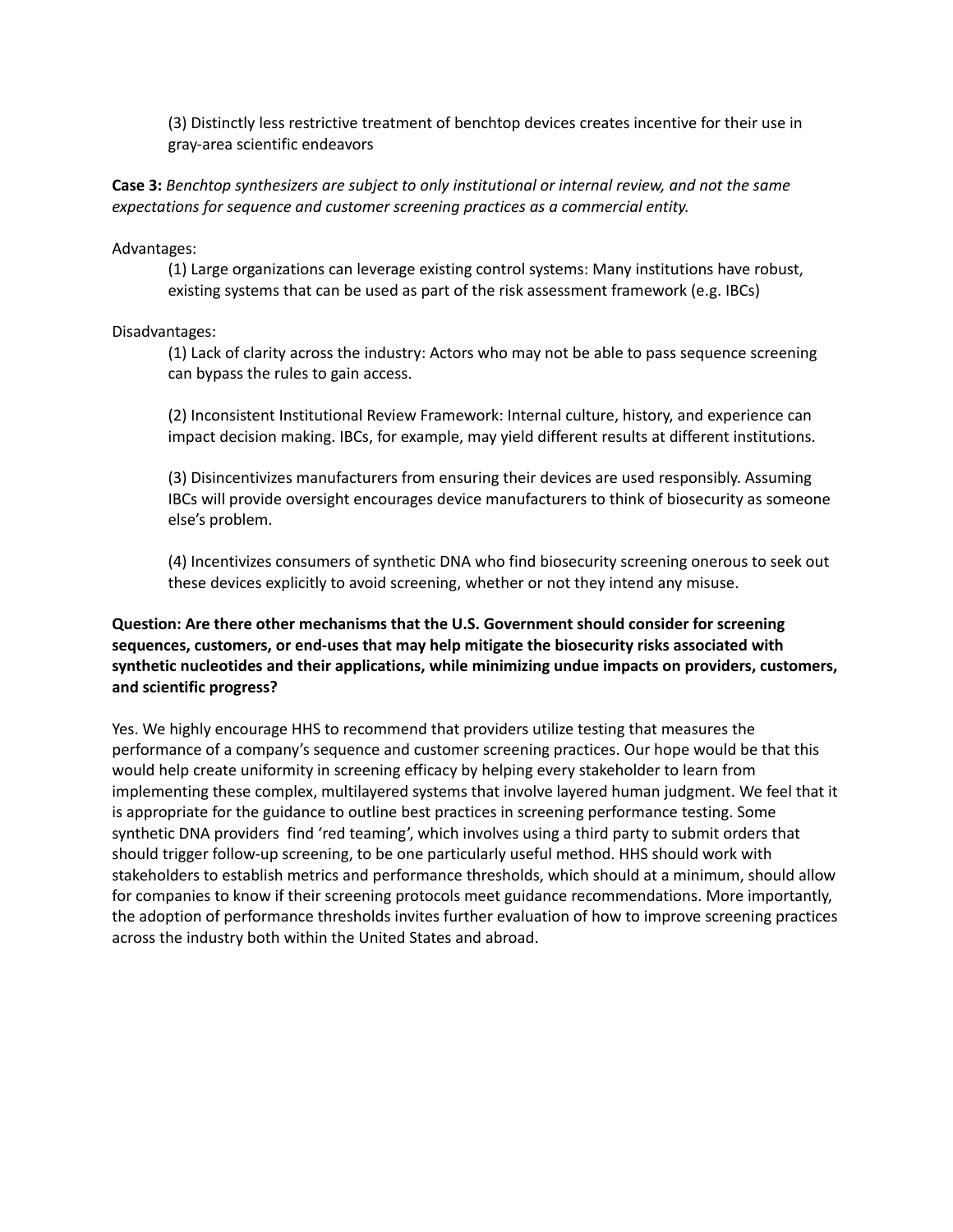(3) Distinctly less restrictive treatment of benchtop devices creates incentive for their use in gray-area scientific endeavors

**Case 3:** *Benchtop synthesizers are subject to only institutional or internal review, and not the same expectations for sequence and customer screening practices as a commercial entity.*

Advantages:

(1) Large organizations can leverage existing control systems: Many institutions have robust, existing systems that can be used as part of the risk assessment framework (e.g. IBCs)

Disadvantages:

(1) Lack of clarity across the industry: Actors who may not be able to pass sequence screening can bypass the rules to gain access.

(2) Inconsistent Institutional Review Framework: Internal culture, history, and experience can impact decision making. IBCs, for example, may yield different results at different institutions.

(3) Disincentivizes manufacturers from ensuring their devices are used responsibly. Assuming IBCs will provide oversight encourages device manufacturers to think of biosecurity as someone else's problem.

(4) Incentivizes consumers of synthetic DNA who find biosecurity screening onerous to seek out these devices explicitly to avoid screening, whether or not they intend any misuse.

**Question: Are there other mechanisms that the U.S. Government should consider for screening sequences, customers, or end-uses that may help mitigate the biosecurity risks associated with synthetic nucleotides and their applications, while minimizing undue impacts on providers, customers, and scientific progress?**

Yes. We highly encourage HHS to recommend that providers utilize testing that measures the performance of a company's sequence and customer screening practices. Our hope would be that this would help create uniformity in screening efficacy by helping every stakeholder to learn from implementing these complex, multilayered systems that involve layered human judgment. We feel that it is appropriate for the guidance to outline best practices in screening performance testing. Some synthetic DNA providers find 'red teaming', which involves using a third party to submit orders that should trigger follow-up screening, to be one particularly useful method. HHS should work with stakeholders to establish metrics and performance thresholds, which should at a minimum, should allow for companies to know if their screening protocols meet guidance recommendations. More importantly, the adoption of performance thresholds invites further evaluation of how to improve screening practices across the industry both within the United States and abroad.